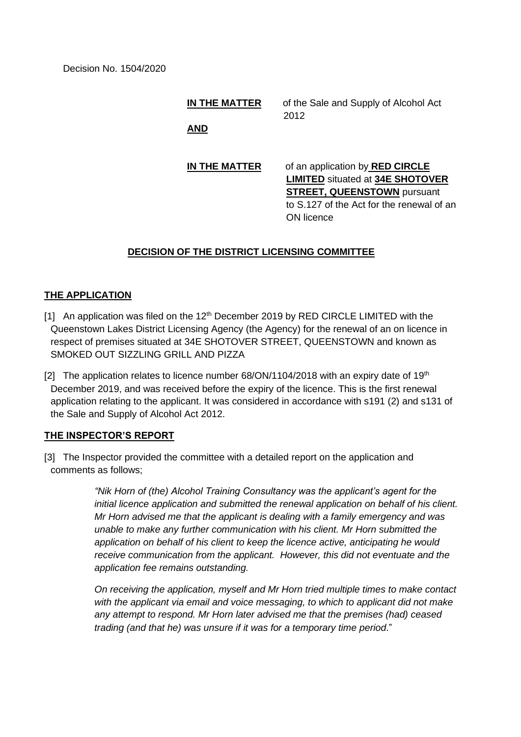Decision No. 1504/2020

**IN THE MATTER** of the Sale and Supply of Alcohol Act 2012

**AND**

**IN THE MATTER** of an application by **RED CIRCLE LIMITED** situated at **34E SHOTOVER STREET, QUEENSTOWN** pursuant to S.127 of the Act for the renewal of an ON licence

## DECISION OF THE DISTRICT LICENSING COMMITTEE

### THE APPLICATION

[1] An application was filed on the 12th December 2019 by RED CIRCLE LIMITED with the Queenstown Lakes District Licensing Agency (the Agency) for the renewal of an on licence in respect of premises situated at 34E SHOTOVER STREET, QUEENSTOWN and known as SMOKED OUT SIZZLING GRILL AND PIZZA

[2] The application relates to licence number 68/ON/1104/2018 with an expiry date of 19th December 2019, and was received before the expiry of the licence. This is the first renewal application relating to the applicant. It was considered in accordance with s191 (2) and s131 of the Sale and Supply of Alcohol Act 2012.

### THE INSPECTOR'S REPORT

[3] The Inspector provided the committee with a detailed report on the application and comments as follows;

> *"Nik Horn of (the) Alcohol Training Consultancy was the applicant's agent for the initial licence application and submitted the renewal application on behalf of his client. Mr Horn advised me that the applicant is dealing with a family emergency and was unable to make any further communication with his client. Mr Horn submitted the application on behalf of his client to keep the licence active, anticipating he would receive communication from the applicant. However, this did not eventuate and the application fee remains outstanding.*
>
> *On receiving the application, myself and Mr Horn tried multiple times to make contact with the applicant via email and voice messaging, to which to applicant did not make any attempt to respond. Mr Horn later advised me that the premises (had) ceased trading (and that he) was unsure if it was for a temporary time period*."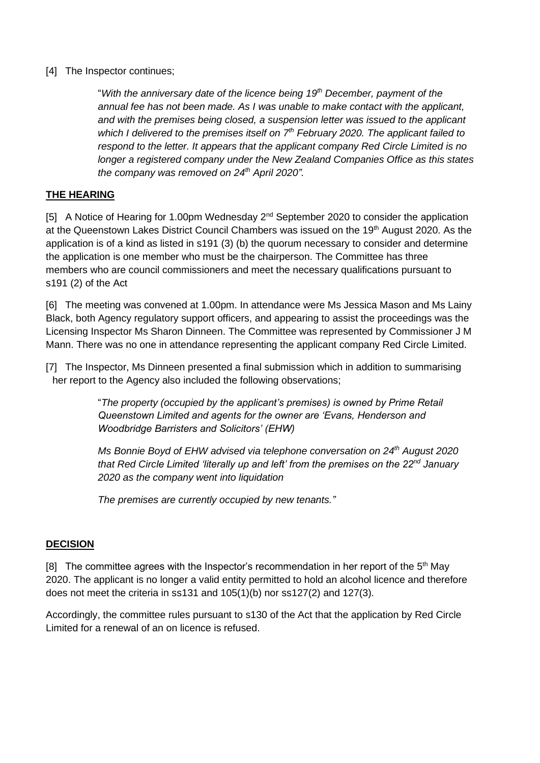[4] The Inspector continues;

> "*With the anniversary date of the licence being 19th December, payment of the annual fee has not been made. As I was unable to make contact with the applicant, and with the premises being closed, a suspension letter was issued to the applicant which I delivered to the premises itself on 7th February 2020. The applicant failed to respond to the letter. It appears that the applicant company Red Circle Limited is no longer a registered company under the New Zealand Companies Office as this states the company was removed on 24th April 2020".*

## THE HEARING

[5] A Notice of Hearing for 1.00pm Wednesday 2nd September 2020 to consider the application at the Queenstown Lakes District Council Chambers was issued on the 19th August 2020. As the application is of a kind as listed in s191 (3) (b) the quorum necessary to consider and determine the application is one member who must be the chairperson. The Committee has three members who are council commissioners and meet the necessary qualifications pursuant to s191 (2) of the Act

[6] The meeting was convened at 1.00pm. In attendance were Ms Jessica Mason and Ms Lainy Black, both Agency regulatory support officers, and appearing to assist the proceedings was the Licensing Inspector Ms Sharon Dinneen. The Committee was represented by Commissioner J M Mann. There was no one in attendance representing the applicant company Red Circle Limited.

[7] The Inspector, Ms Dinneen presented a final submission which in addition to summarising her report to the Agency also included the following observations;

> "*The property (occupied by the applicant's premises) is owned by Prime Retail Queenstown Limited and agents for the owner are 'Evans, Henderson and Woodbridge Barristers and Solicitors' (EHW)*
>
> *Ms Bonnie Boyd of EHW advised via telephone conversation on 24th August 2020 that Red Circle Limited 'literally up and left' from the premises on the 22nd January 2020 as the company went into liquidation*
>
> *The premises are currently occupied by new tenants."*

## DECISION

[8] The committee agrees with the Inspector's recommendation in her report of the 5th May 2020. The applicant is no longer a valid entity permitted to hold an alcohol licence and therefore does not meet the criteria in ss131 and 105(1)(b) nor ss127(2) and 127(3).

Accordingly, the committee rules pursuant to s130 of the Act that the application by Red Circle Limited for a renewal of an on licence is refused.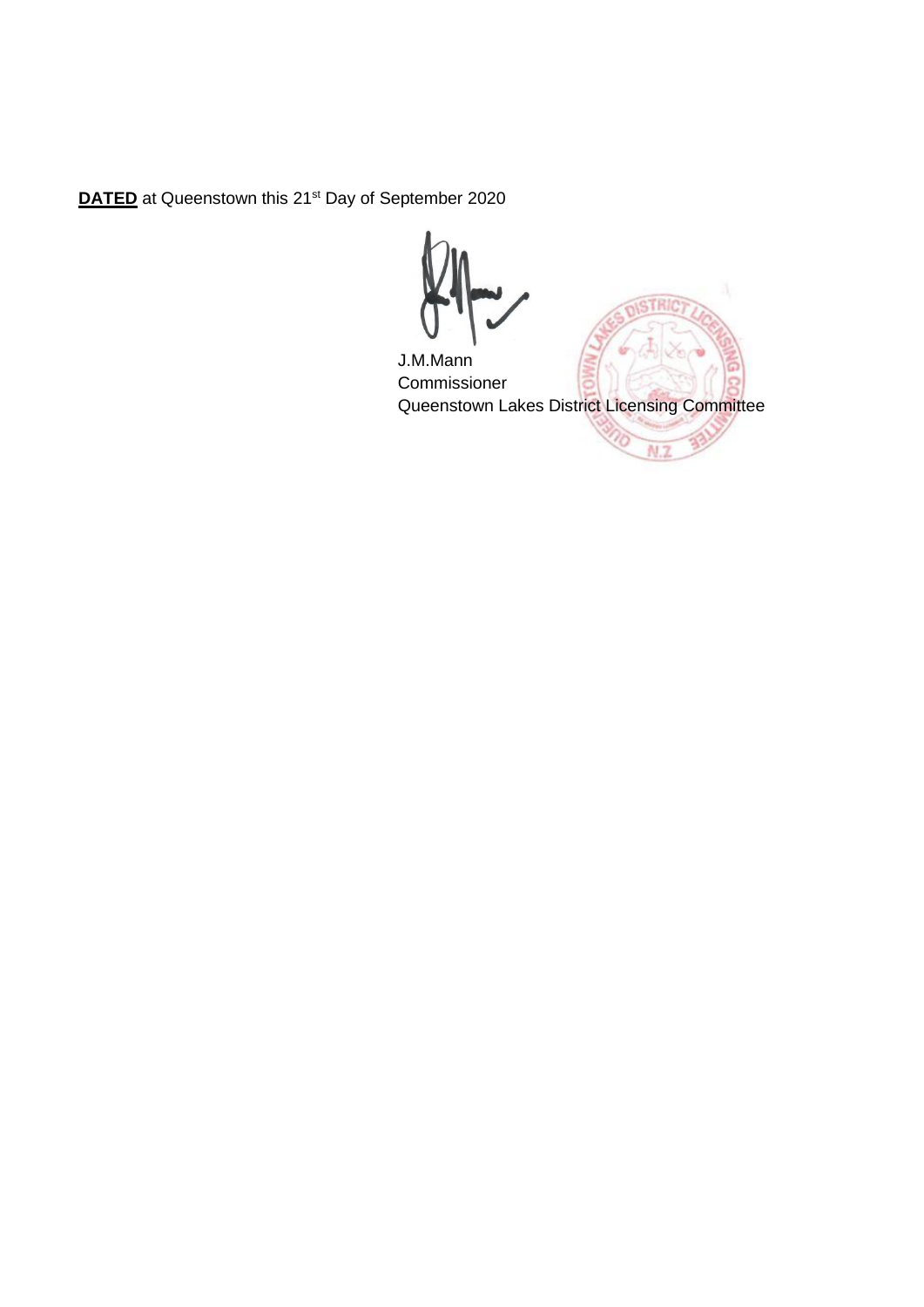**DATED** at Queenstown this 21st Day of September 2020

J.M.Mann
Commissioner
Queenstown Lakes District Licensing Committee